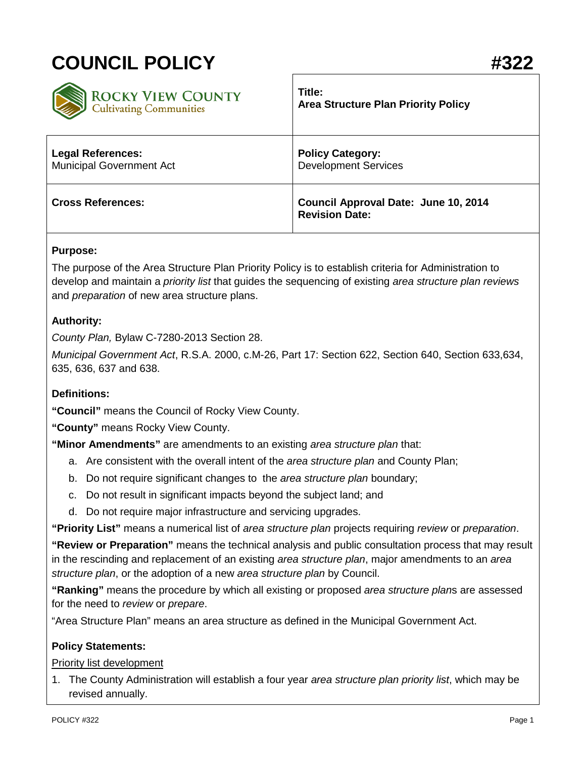# COUNCIL POLICY #322

ROCKY VIEW COUNTY
Cultivating Communities

| | |
|---|---|
| | **Title:** **Area Structure Plan Priority Policy** |
| **Legal References:** Municipal Government Act | **Policy Category:** Development Services |
| **Cross References:** | **Council Approval Date: June 10, 2014** **Revision Date:** |

**Purpose:**

The purpose of the Area Structure Plan Priority Policy is to establish criteria for Administration to develop and maintain a *priority list* that guides the sequencing of existing *area structure plan reviews* and *preparation* of new area structure plans.

**Authority:**

*County Plan,* Bylaw C-7280-2013 Section 28.

*Municipal Government Act*, R.S.A. 2000, c.M-26, Part 17: Section 622, Section 640, Section 633,634, 635, 636, 637 and 638.

**Definitions:**

**"Council"** means the Council of Rocky View County.

**"County"** means Rocky View County.

**"Minor Amendments"** are amendments to an existing *area structure plan* that:

a. Are consistent with the overall intent of the *area structure plan* and County Plan;
b. Do not require significant changes to the *area structure plan* boundary;
c. Do not result in significant impacts beyond the subject land; and
d. Do not require major infrastructure and servicing upgrades.

**"Priority List"** means a numerical list of *area structure plan* projects requiring *review* or *preparation*.

**"Review or Preparation"** means the technical analysis and public consultation process that may result in the rescinding and replacement of an existing *area structure plan*, major amendments to an *area structure plan*, or the adoption of a new *area structure plan* by Council.

**"Ranking"** means the procedure by which all existing or proposed *area structure plan*s are assessed for the need to *review* or *prepare*.

"Area Structure Plan" means an area structure as defined in the Municipal Government Act.

**Policy Statements:**

Priority list development

1. The County Administration will establish a four year *area structure plan priority list*, which may be revised annually.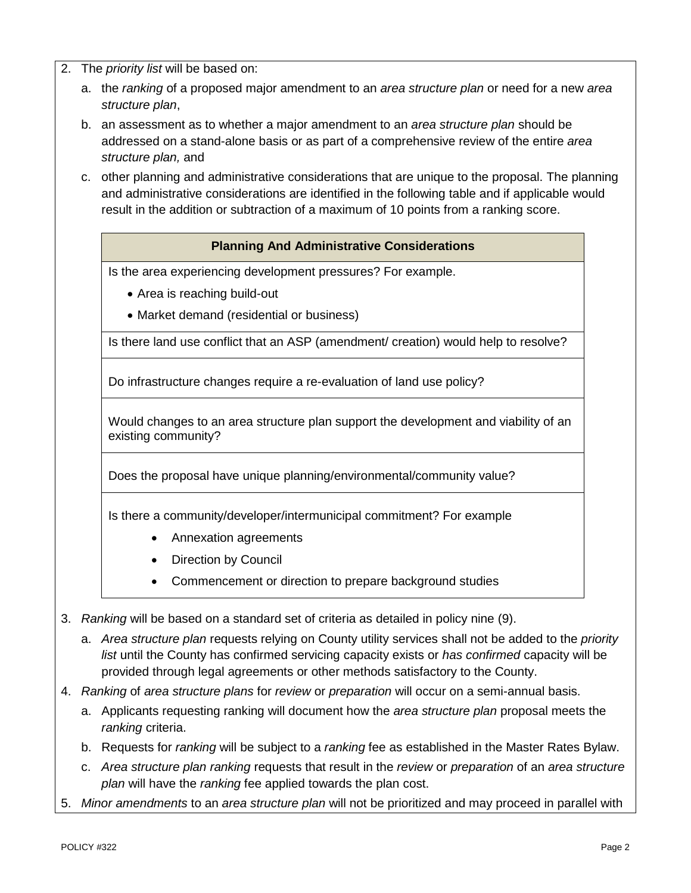2. The *priority list* will be based on:
   a. the *ranking* of a proposed major amendment to an *area structure plan* or need for a new *area structure plan*,
   b. an assessment as to whether a major amendment to an *area structure plan* should be addressed on a stand-alone basis or as part of a comprehensive review of the entire *area structure plan,* and
   c. other planning and administrative considerations that are unique to the proposal. The planning and administrative considerations are identified in the following table and if applicable would result in the addition or subtraction of a maximum of 10 points from a ranking score.

| **Planning And Administrative Considerations** |
|---|
| Is the area experiencing development pressures? For example.<br>• Area is reaching build-out<br>• Market demand (residential or business) |
| Is there land use conflict that an ASP (amendment/ creation) would help to resolve? |
| Do infrastructure changes require a re-evaluation of land use policy? |
| Would changes to an area structure plan support the development and viability of an existing community? |
| Does the proposal have unique planning/environmental/community value? |
| Is there a community/developer/intermunicipal commitment? For example<br>• Annexation agreements<br>• Direction by Council<br>• Commencement or direction to prepare background studies |

3. *Ranking* will be based on a standard set of criteria as detailed in policy nine (9).
   a. *Area structure plan* requests relying on County utility services shall not be added to the *priority list* until the County has confirmed servicing capacity exists or *has confirmed* capacity will be provided through legal agreements or other methods satisfactory to the County.
4. *Ranking* of *area structure plans* for *review* or *preparation* will occur on a semi-annual basis.
   a. Applicants requesting ranking will document how the *area structure plan* proposal meets the *ranking* criteria.
   b. Requests for *ranking* will be subject to a *ranking* fee as established in the Master Rates Bylaw.
   c. *Area structure plan ranking* requests that result in the *review* or *preparation* of an *area structure plan* will have the *ranking* fee applied towards the plan cost.
5. *Minor amendments* to an *area structure plan* will not be prioritized and may proceed in parallel with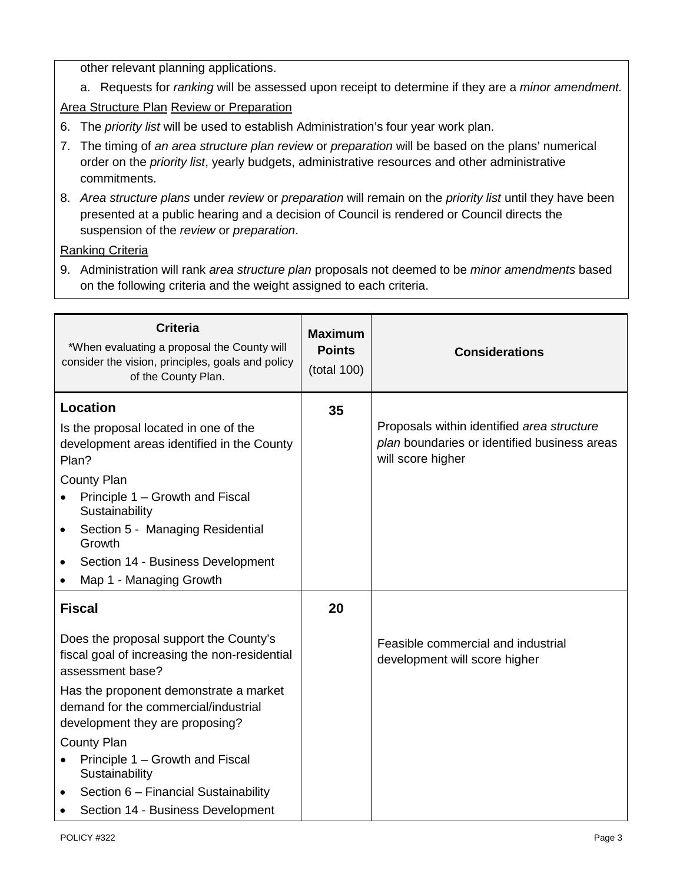other relevant planning applications.

a. Requests for *ranking* will be assessed upon receipt to determine if they are a *minor amendment.*

<u>Area Structure Plan</u> <u>Review or Preparation</u>

6. The *priority list* will be used to establish Administration's four year work plan.
7. The timing of *an area structure plan review* or *preparation* will be based on the plans' numerical order on the *priority list*, yearly budgets, administrative resources and other administrative commitments.
8. *Area structure plans* under *review* or *preparation* will remain on the *priority list* until they have been presented at a public hearing and a decision of Council is rendered or Council directs the suspension of the *review* or *preparation*.

<u>Ranking Criteria</u>

9. Administration will rank *area structure plan* proposals not deemed to be *minor amendments* based on the following criteria and the weight assigned to each criteria.

| **Criteria**<br>*When evaluating a proposal the County will consider the vision, principles, goals and policy of the County Plan. | **Maximum Points** (total 100) | **Considerations** |
|---|---|---|
| **Location**<br>Is the proposal located in one of the development areas identified in the County Plan?<br>County Plan<br>• Principle 1 – Growth and Fiscal Sustainability<br>• Section 5 - Managing Residential Growth<br>• Section 14 - Business Development<br>• Map 1 - Managing Growth | **35** | Proposals within identified *area structure plan* boundaries or identified business areas will score higher |
| **Fiscal**<br>Does the proposal support the County's fiscal goal of increasing the non-residential assessment base?<br>Has the proponent demonstrate a market demand for the commercial/industrial development they are proposing?<br>County Plan<br>• Principle 1 – Growth and Fiscal Sustainability<br>• Section 6 – Financial Sustainability<br>• Section 14 - Business Development | **20** | Feasible commercial and industrial development will score higher |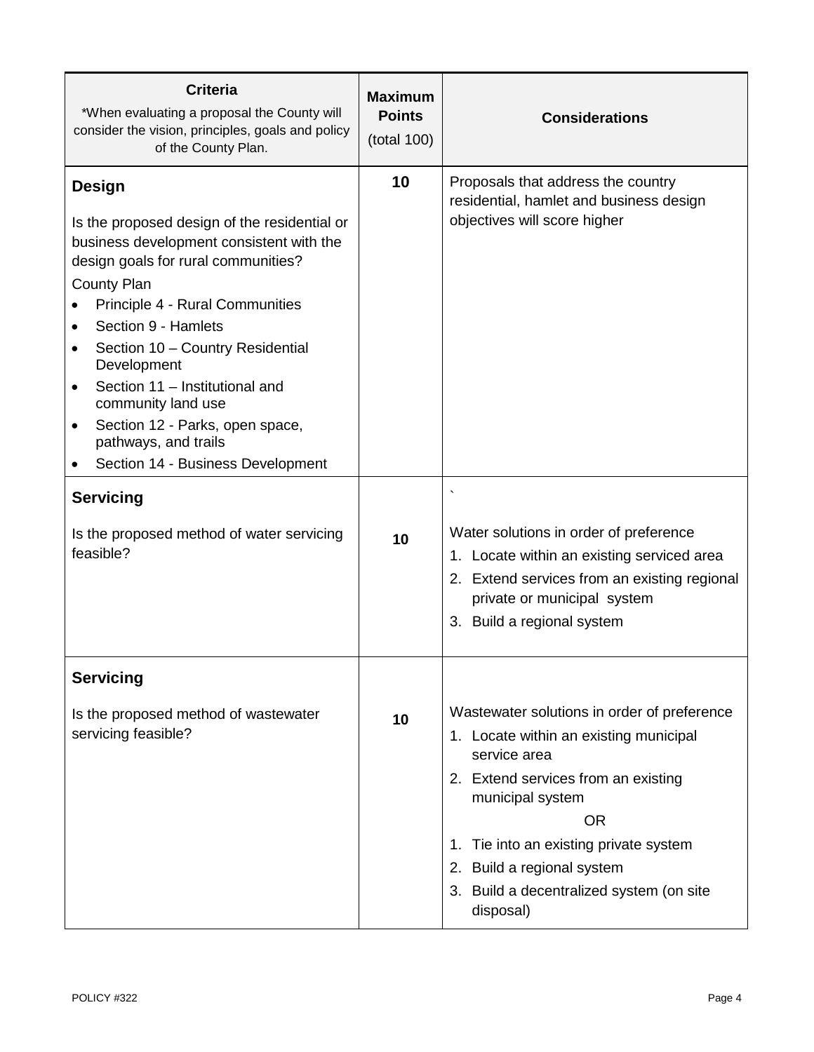| **Criteria**<br>*When evaluating a proposal the County will consider the vision, principles, goals and policy of the County Plan. | **Maximum Points** (total 100) | **Considerations** |
|---|---|---|
| **Design**<br><br>Is the proposed design of the residential or business development consistent with the design goals for rural communities?<br><br>County Plan<br>• Principle 4 - Rural Communities<br>• Section 9 - Hamlets<br>• Section 10 – Country Residential Development<br>• Section 11 – Institutional and community land use<br>• Section 12 - Parks, open space, pathways, and trails<br>• Section 14 - Business Development | **10** | Proposals that address the country residential, hamlet and business design objectives will score higher |
| **Servicing**<br><br>Is the proposed method of water servicing feasible? | **10** | `<br><br>Water solutions in order of preference<br>1. Locate within an existing serviced area<br>2. Extend services from an existing regional private or municipal system<br>3. Build a regional system |
| **Servicing**<br><br>Is the proposed method of wastewater servicing feasible? | **10** | Wastewater solutions in order of preference<br>1. Locate within an existing municipal service area<br>2. Extend services from an existing municipal system<br>OR<br>1. Tie into an existing private system<br>2. Build a regional system<br>3. Build a decentralized system (on site disposal) |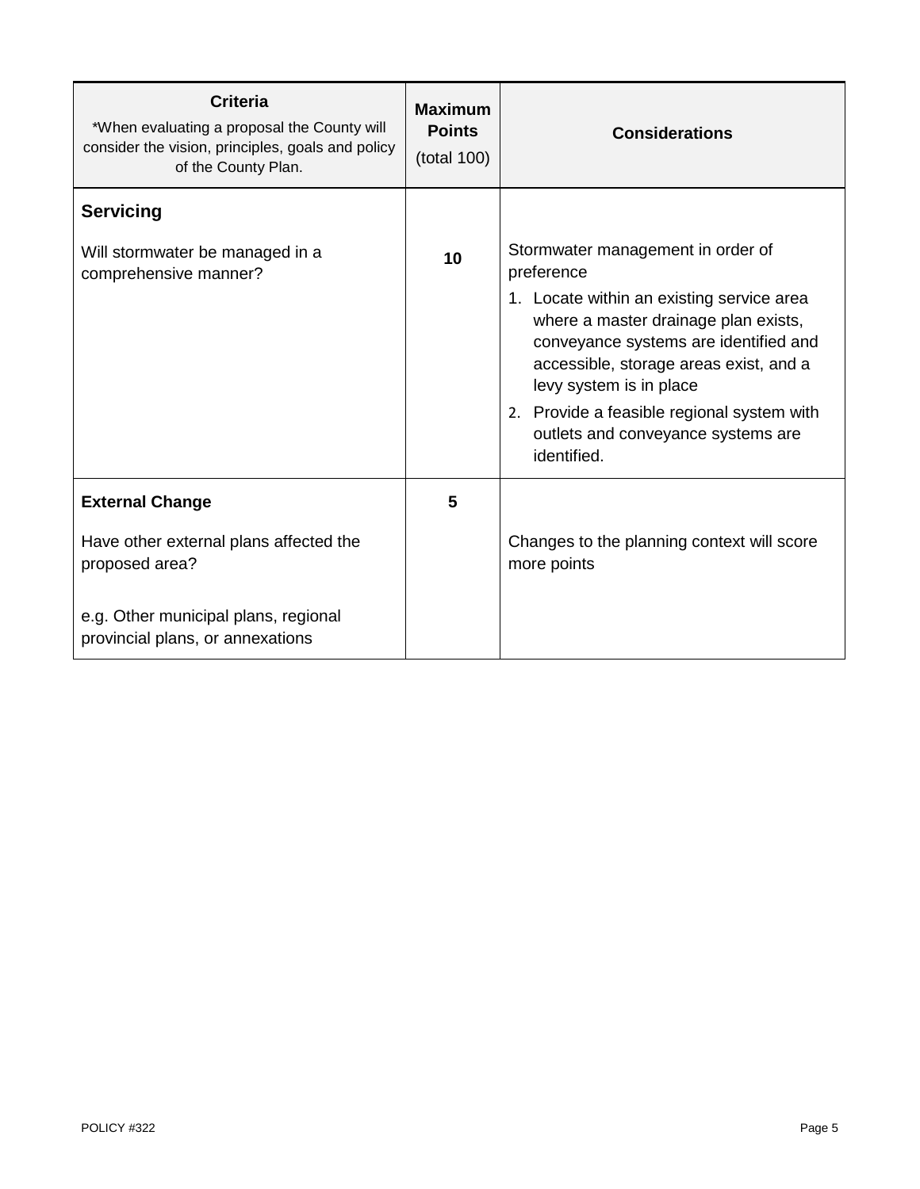| **Criteria**<br>*When evaluating a proposal the County will consider the vision, principles, goals and policy of the County Plan. | **Maximum Points**<br>(total 100) | **Considerations** |
|---|---|---|
| **Servicing**<br><br>Will stormwater be managed in a comprehensive manner? | **10** | Stormwater management in order of preference<br>1. Locate within an existing service area where a master drainage plan exists, conveyance systems are identified and accessible, storage areas exist, and a levy system is in place<br>2. Provide a feasible regional system with outlets and conveyance systems are identified. |
| **External Change**<br><br>Have other external plans affected the proposed area?<br><br>e.g. Other municipal plans, regional provincial plans, or annexations | **5** | Changes to the planning context will score more points |